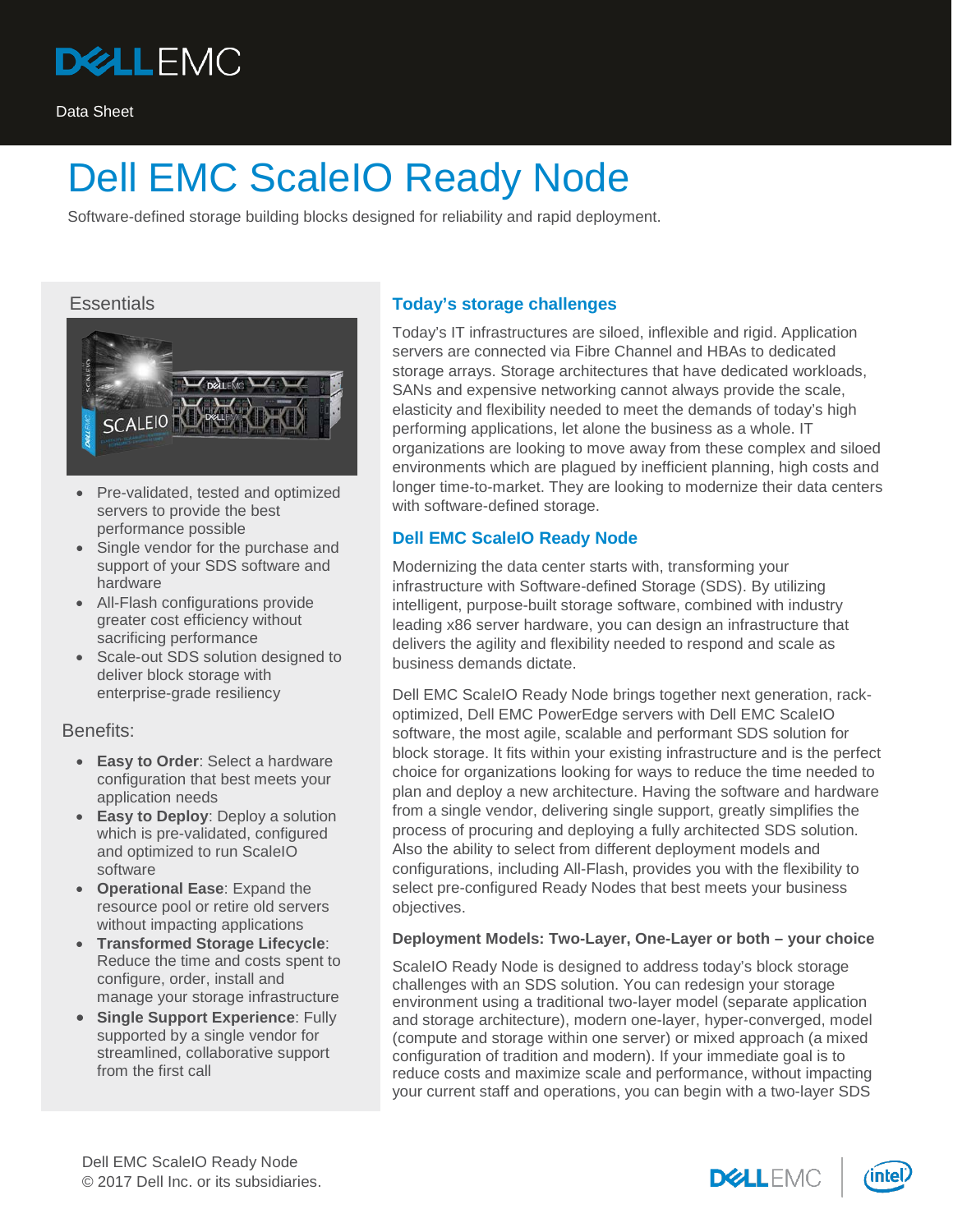Data Sheet

# Dell EMC ScaleIO Ready Node

Software-defined storage building blocks designed for reliability and rapid deployment.

## Essentials

- Pre-validated, tested and optimized servers to provide the best performance possible
- Single vendor for the purchase and support of your SDS software and hardware
- All-Flash configurations provide greater cost efficiency without sacrificing performance
- Scale-out SDS solution designed to deliver block storage with enterprise-grade resiliency

## Benefits:

- **Easy to Order**: Select a hardware configuration that best meets your application needs
- **Easy to Deploy**: Deploy a solution which is pre-validated, configured and optimized to run ScaleIO software
- **Operational Ease**: Expand the resource pool or retire old servers without impacting applications
- **Transformed Storage Lifecycle**: Reduce the time and costs spent to configure, order, install and manage your storage infrastructure
- **Single Support Experience**: Fully supported by a single vendor for streamlined, collaborative support from the first call

## Today's storage challenges

Today's IT infrastructures are siloed, inflexible and rigid. Application servers are connected via Fibre Channel and HBAs to dedicated storage arrays. Storage architectures that have dedicated workloads, SANs and expensive networking cannot always provide the scale, elasticity and flexibility needed to meet the demands of today's high performing applications, let alone the business as a whole. IT organizations are looking to move away from these complex and siloed environments which are plagued by inefficient planning, high costs and longer time-to-market. They are looking to modernize their data centers with software-defined storage.

## Dell EMC ScaleIO Ready Node

Modernizing the data center starts with, transforming your infrastructure with Software-defined Storage (SDS). By utilizing intelligent, purpose-built storage software, combined with industry leading x86 server hardware, you can design an infrastructure that delivers the agility and flexibility needed to respond and scale as business demands dictate.

Dell EMC ScaleIO Ready Node brings together next generation, rack-optimized, Dell EMC PowerEdge servers with Dell EMC ScaleIO software, the most agile, scalable and performant SDS solution for block storage. It fits within your existing infrastructure and is the perfect choice for organizations looking for ways to reduce the time needed to plan and deploy a new architecture. Having the software and hardware from a single vendor, delivering single support, greatly simplifies the process of procuring and deploying a fully architected SDS solution. Also the ability to select from different deployment models and configurations, including All-Flash, provides you with the flexibility to select pre-configured Ready Nodes that best meets your business objectives.

### Deployment Models: Two-Layer, One-Layer or both – your choice

ScaleIO Ready Node is designed to address today's block storage challenges with an SDS solution. You can redesign your storage environment using a traditional two-layer model (separate application and storage architecture), modern one-layer, hyper-converged, model (compute and storage within one server) or mixed approach (a mixed configuration of tradition and modern). If your immediate goal is to reduce costs and maximize scale and performance, without impacting your current staff and operations, you can begin with a two-layer SDS

Dell EMC ScaleIO Ready Node
© 2017 Dell Inc. or its subsidiaries.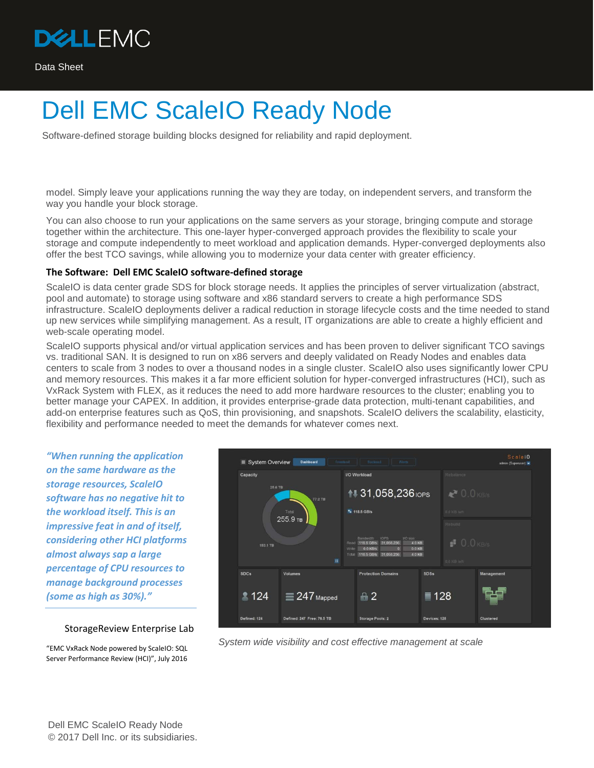# Dell EMC ScaleIO Ready Node

Software-defined storage building blocks designed for reliability and rapid deployment.

model. Simply leave your applications running the way they are today, on independent servers, and transform the way you handle your block storage.

You can also choose to run your applications on the same servers as your storage, bringing compute and storage together within the architecture. This one-layer hyper-converged approach provides the flexibility to scale your storage and compute independently to meet workload and application demands. Hyper-converged deployments also offer the best TCO savings, while allowing you to modernize your data center with greater efficiency.

**The Software: Dell EMC ScaleIO software-defined storage**

ScaleIO is data center grade SDS for block storage needs. It applies the principles of server virtualization (abstract, pool and automate) to storage using software and x86 standard servers to create a high performance SDS infrastructure. ScaleIO deployments deliver a radical reduction in storage lifecycle costs and the time needed to stand up new services while simplifying management. As a result, IT organizations are able to create a highly efficient and web-scale operating model.

ScaleIO supports physical and/or virtual application services and has been proven to deliver significant TCO savings vs. traditional SAN. It is designed to run on x86 servers and deeply validated on Ready Nodes and enables data centers to scale from 3 nodes to over a thousand nodes in a single cluster. ScaleIO also uses significantly lower CPU and memory resources. This makes it a far more efficient solution for hyper-converged infrastructures (HCI), such as VxRack System with FLEX, as it reduces the need to add more hardware resources to the cluster; enabling you to better manage your CAPEX. In addition, it provides enterprise-grade data protection, multi-tenant capabilities, and add-on enterprise features such as QoS, thin provisioning, and snapshots. ScaleIO delivers the scalability, elasticity, flexibility and performance needed to meet the demands for whatever comes next.

*"When running the application on the same hardware as the storage resources, ScaleIO software has no negative hit to the workload itself. This is an impressive feat in and of itself, considering other HCI platforms almost always sap a large percentage of CPU resources to manage background processes (some as high as 30%)."*

StorageReview Enterprise Lab

"EMC VxRack Node powered by ScaleIO: SQL Server Performance Review (HCI)", July 2016

*System wide visibility and cost effective management at scale*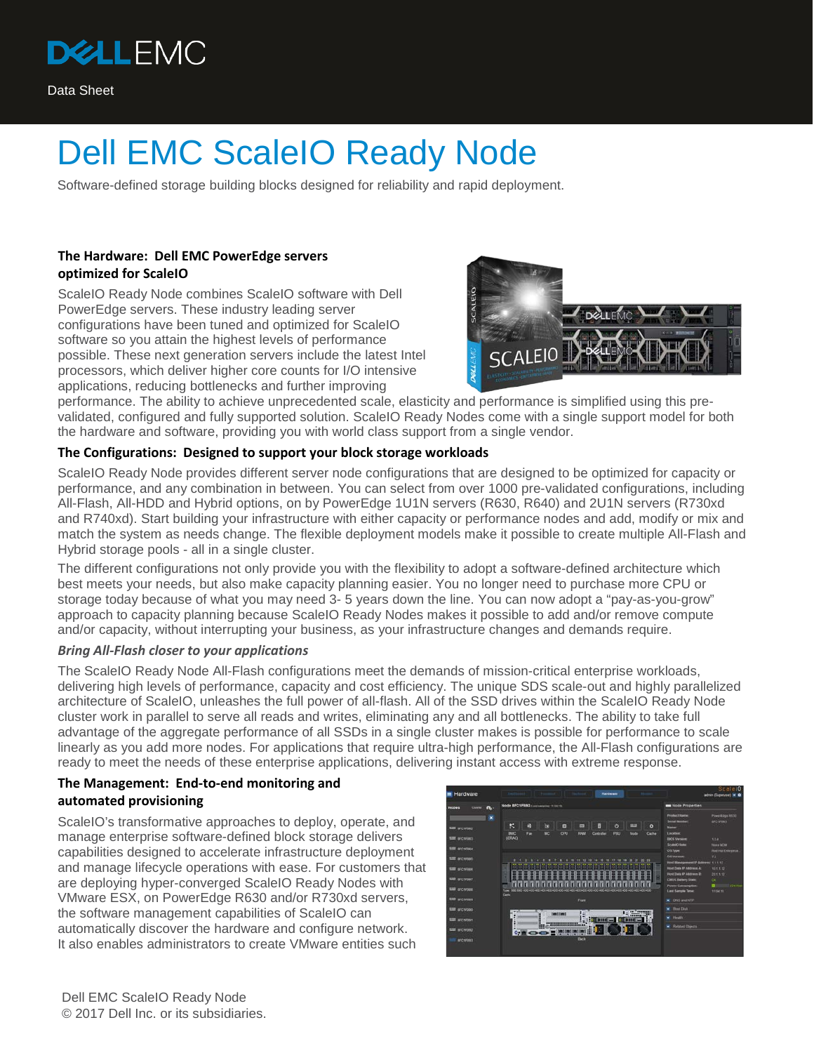Data Sheet

# Dell EMC ScaleIO Ready Node

Software-defined storage building blocks designed for reliability and rapid deployment.

### The Hardware: Dell EMC PowerEdge servers optimized for ScaleIO

ScaleIO Ready Node combines ScaleIO software with Dell PowerEdge servers. These industry leading server configurations have been tuned and optimized for ScaleIO software so you attain the highest levels of performance possible. These next generation servers include the latest Intel processors, which deliver higher core counts for I/O intensive applications, reducing bottlenecks and further improving performance. The ability to achieve unprecedented scale, elasticity and performance is simplified using this pre-validated, configured and fully supported solution. ScaleIO Ready Nodes come with a single support model for both the hardware and software, providing you with world class support from a single vendor.

### The Configurations: Designed to support your block storage workloads

ScaleIO Ready Node provides different server node configurations that are designed to be optimized for capacity or performance, and any combination in between. You can select from over 1000 pre-validated configurations, including All-Flash, All-HDD and Hybrid options, on by PowerEdge 1U1N servers (R630, R640) and 2U1N servers (R730xd and R740xd). Start building your infrastructure with either capacity or performance nodes and add, modify or mix and match the system as needs change. The flexible deployment models make it possible to create multiple All-Flash and Hybrid storage pools - all in a single cluster.

The different configurations not only provide you with the flexibility to adopt a software-defined architecture which best meets your needs, but also make capacity planning easier. You no longer need to purchase more CPU or storage today because of what you may need 3- 5 years down the line. You can now adopt a "pay-as-you-grow" approach to capacity planning because ScaleIO Ready Nodes makes it possible to add and/or remove compute and/or capacity, without interrupting your business, as your infrastructure changes and demands require.

***Bring All-Flash closer to your applications***

The ScaleIO Ready Node All-Flash configurations meet the demands of mission-critical enterprise workloads, delivering high levels of performance, capacity and cost efficiency. The unique SDS scale-out and highly parallelized architecture of ScaleIO, unleashes the full power of all-flash. All of the SSD drives within the ScaleIO Ready Node cluster work in parallel to serve all reads and writes, eliminating any and all bottlenecks. The ability to take full advantage of the aggregate performance of all SSDs in a single cluster makes is possible for performance to scale linearly as you add more nodes. For applications that require ultra-high performance, the All-Flash configurations are ready to meet the needs of these enterprise applications, delivering instant access with extreme response.

### The Management: End-to-end monitoring and automated provisioning

ScaleIO's transformative approaches to deploy, operate, and manage enterprise software-defined block storage delivers capabilities designed to accelerate infrastructure deployment and manage lifecycle operations with ease. For customers that are deploying hyper-converged ScaleIO Ready Nodes with VMware ESX, on PowerEdge R630 and/or R730xd servers, the software management capabilities of ScaleIO can automatically discover the hardware and configure network. It also enables administrators to create VMware entities such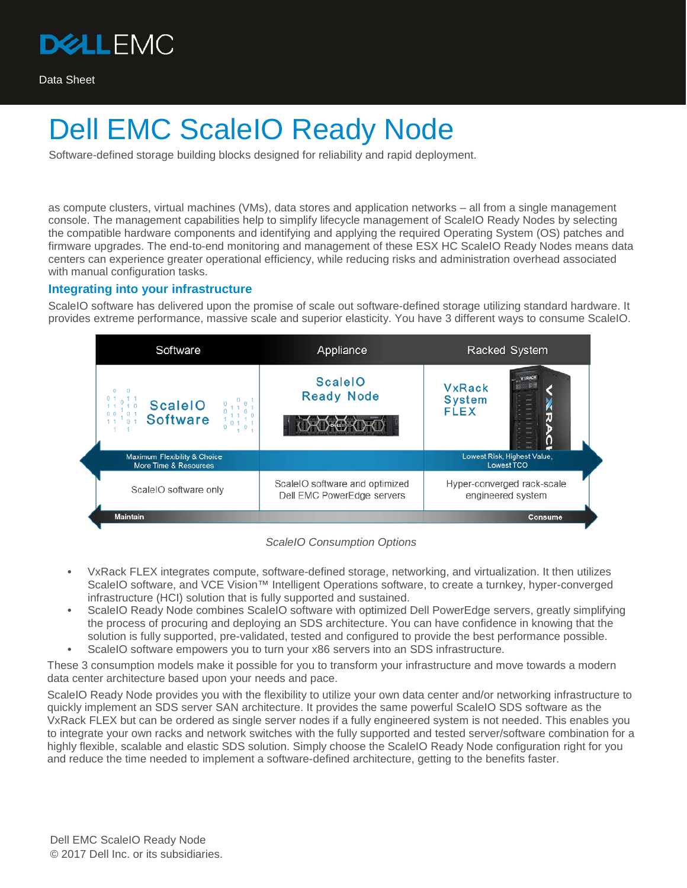# Dell EMC ScaleIO Ready Node

Software-defined storage building blocks designed for reliability and rapid deployment.

as compute clusters, virtual machines (VMs), data stores and application networks – all from a single management console. The management capabilities help to simplify lifecycle management of ScaleIO Ready Nodes by selecting the compatible hardware components and identifying and applying the required Operating System (OS) patches and firmware upgrades. The end-to-end monitoring and management of these ESX HC ScaleIO Ready Nodes means data centers can experience greater operational efficiency, while reducing risks and administration overhead associated with manual configuration tasks.

## Integrating into your infrastructure

ScaleIO software has delivered upon the promise of scale out software-defined storage utilizing standard hardware. It provides extreme performance, massive scale and superior elasticity. You have 3 different ways to consume ScaleIO.

| Software | Appliance | Racked System |
|---|---|---|
| ScaleIO Software | ScaleIO Ready Node | VxRack System FLEX |
| Maximum Flexibility & Choice More Time & Resources | | Lowest Risk, Highest Value, Lowest TCO |
| ScaleIO software only | ScaleIO software and optimized Dell EMC PowerEdge servers | Hyper-converged rack-scale engineered system |
| Maintain | | Consume |

*ScaleIO Consumption Options*

- VxRack FLEX integrates compute, software-defined storage, networking, and virtualization. It then utilizes ScaleIO software, and VCE Vision™ Intelligent Operations software, to create a turnkey, hyper-converged infrastructure (HCI) solution that is fully supported and sustained.
- ScaleIO Ready Node combines ScaleIO software with optimized Dell PowerEdge servers, greatly simplifying the process of procuring and deploying an SDS architecture. You can have confidence in knowing that the solution is fully supported, pre-validated, tested and configured to provide the best performance possible.
- ScaleIO software empowers you to turn your x86 servers into an SDS infrastructure.

These 3 consumption models make it possible for you to transform your infrastructure and move towards a modern data center architecture based upon your needs and pace.

ScaleIO Ready Node provides you with the flexibility to utilize your own data center and/or networking infrastructure to quickly implement an SDS server SAN architecture. It provides the same powerful ScaleIO SDS software as the VxRack FLEX but can be ordered as single server nodes if a fully engineered system is not needed. This enables you to integrate your own racks and network switches with the fully supported and tested server/software combination for a highly flexible, scalable and elastic SDS solution. Simply choose the ScaleIO Ready Node configuration right for you and reduce the time needed to implement a software-defined architecture, getting to the benefits faster.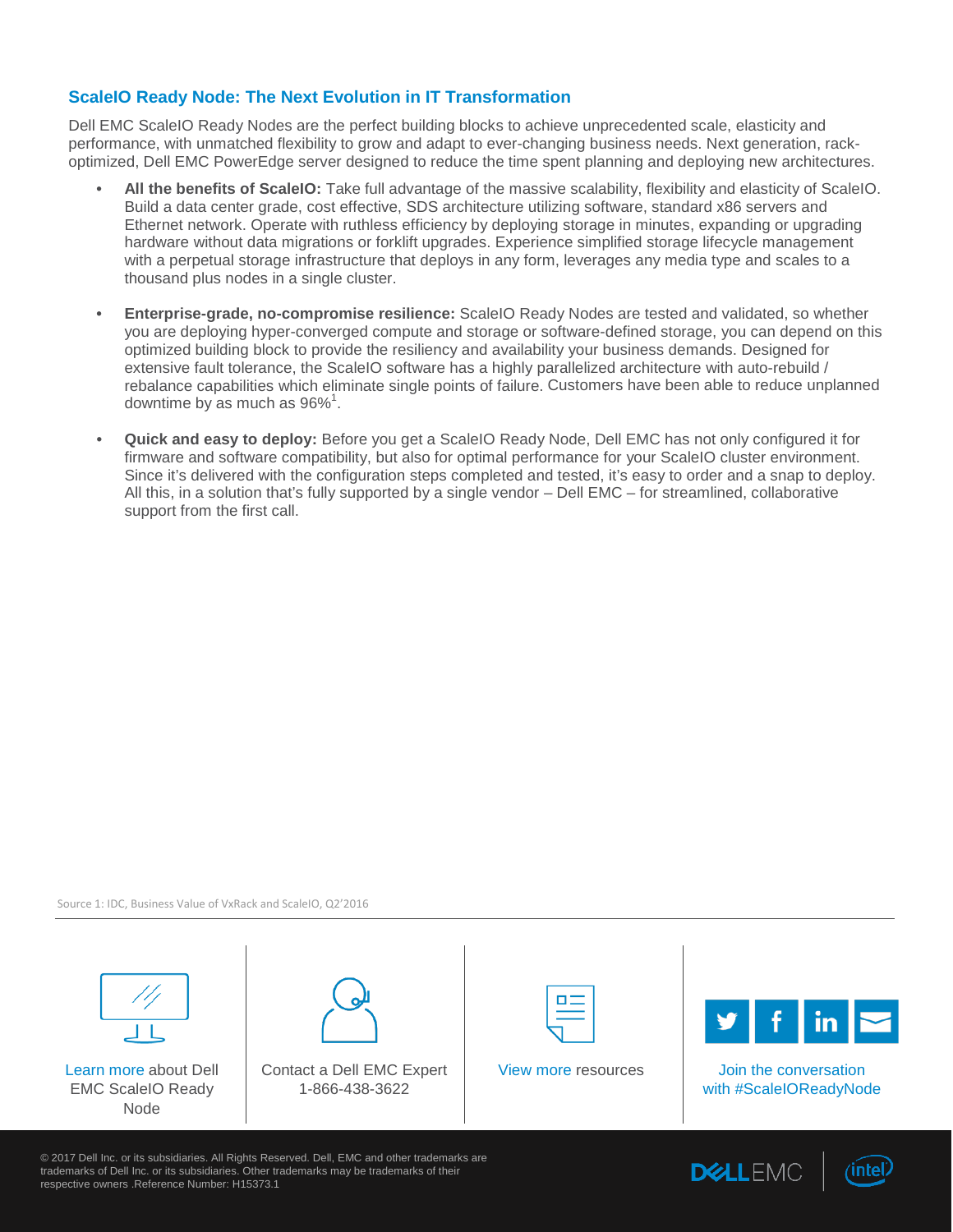## ScaleIO Ready Node: The Next Evolution in IT Transformation

Dell EMC ScaleIO Ready Nodes are the perfect building blocks to achieve unprecedented scale, elasticity and performance, with unmatched flexibility to grow and adapt to ever-changing business needs. Next generation, rack-optimized, Dell EMC PowerEdge server designed to reduce the time spent planning and deploying new architectures.

- **All the benefits of ScaleIO:** Take full advantage of the massive scalability, flexibility and elasticity of ScaleIO. Build a data center grade, cost effective, SDS architecture utilizing software, standard x86 servers and Ethernet network. Operate with ruthless efficiency by deploying storage in minutes, expanding or upgrading hardware without data migrations or forklift upgrades. Experience simplified storage lifecycle management with a perpetual storage infrastructure that deploys in any form, leverages any media type and scales to a thousand plus nodes in a single cluster.

- **Enterprise-grade, no-compromise resilience:** ScaleIO Ready Nodes are tested and validated, so whether you are deploying hyper-converged compute and storage or software-defined storage, you can depend on this optimized building block to provide the resiliency and availability your business demands. Designed for extensive fault tolerance, the ScaleIO software has a highly parallelized architecture with auto-rebuild / rebalance capabilities which eliminate single points of failure. Customers have been able to reduce unplanned downtime by as much as 96%[1].

- **Quick and easy to deploy:** Before you get a ScaleIO Ready Node, Dell EMC has not only configured it for firmware and software compatibility, but also for optimal performance for your ScaleIO cluster environment. Since it's delivered with the configuration steps completed and tested, it's easy to order and a snap to deploy. All this, in a solution that's fully supported by a single vendor – Dell EMC – for streamlined, collaborative support from the first call.

Source 1: IDC, Business Value of VxRack and ScaleIO, Q2'2016

Learn more about Dell EMC ScaleIO Ready Node

Contact a Dell EMC Expert 1-866-438-3622

View more resources

Join the conversation with #ScaleIOReadyNode

© 2017 Dell Inc. or its subsidiaries. All Rights Reserved. Dell, EMC and other trademarks are trademarks of Dell Inc. or its subsidiaries. Other trademarks may be trademarks of their respective owners .Reference Number: H15373.1